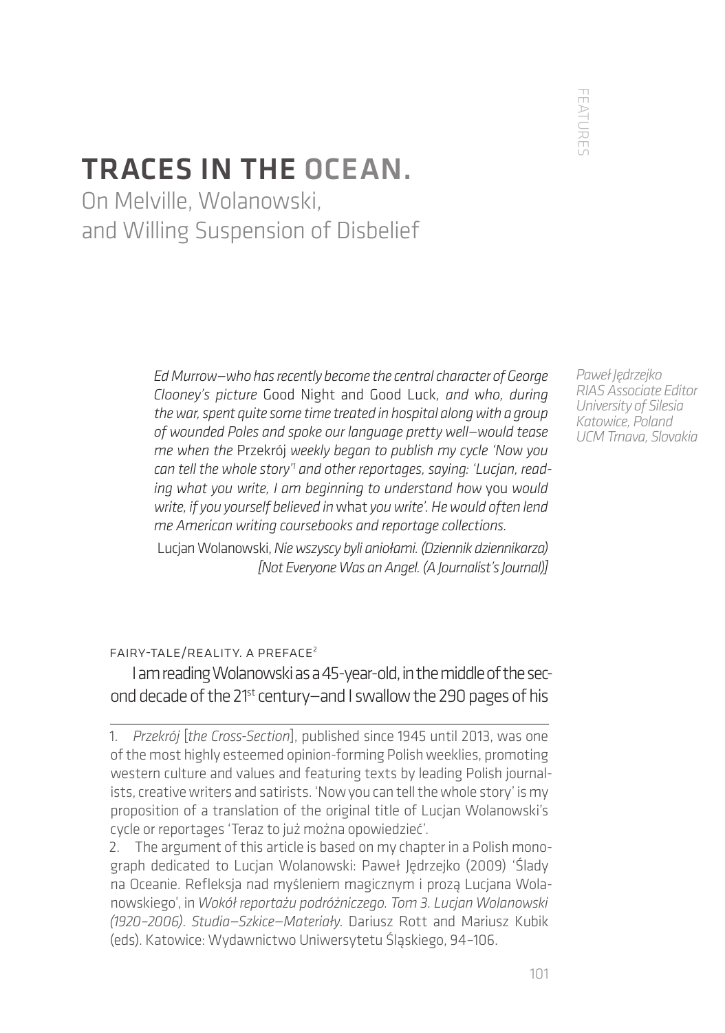# TRACES IN THE OCEAN.

## On Melville, Wolanowski, and Willing Suspension of Disbelief

*Paweł Jędrzejko*
*RIAS Associate Editor*
*University of Silesia*
*Katowice, Poland*
*UCM Trnava, Slovakia*

> *Ed Murrow—who has recently become the central character of George Clooney's picture* Good Night and Good Luck*, and who, during the war, spent quite some time treated in hospital along with a group of wounded Poles and spoke our language pretty well—would tease me when the* Przekrój *weekly began to publish my cycle 'Now you can tell the whole story'*[1] *and other reportages, saying: 'Lucjan, reading what you write, I am beginning to understand how* you *would write, if you yourself believed in* what *you write'. He would often lend me American writing coursebooks and reportage collections.*
>
> Lucjan Wolanowski, *Nie wszyscy byli aniołami. (Dziennik dziennikarza) [Not Everyone Was an Angel. (A Journalist's Journal)]*

### FAIRY-TALE/REALITY. A PREFACE[2]

I am reading Wolanowski as a 45-year-old, in the middle of the second decade of the 21st century—and I swallow the 290 pages of his

---

1. *Przekrój* [*the Cross-Section*], published since 1945 until 2013, was one of the most highly esteemed opinion-forming Polish weeklies, promoting western culture and values and featuring texts by leading Polish journalists, creative writers and satirists. 'Now you can tell the whole story' is my proposition of a translation of the original title of Lucjan Wolanowski's cycle or reportages 'Teraz to już można opowiedzieć'.

2. The argument of this article is based on my chapter in a Polish monograph dedicated to Lucjan Wolanowski: Paweł Jędrzejko (2009) 'Ślady na Oceanie. Refleksja nad myśleniem magicznym i prozą Lucjana Wolanowskiego', in *Wokół reportażu podróżniczego. Tom 3. Lucjan Wolanowski (1920–2006). Studia–Szkice–Materiały*. Dariusz Rott and Mariusz Kubik (eds). Katowice: Wydawnictwo Uniwersytetu Śląskiego, 94–106.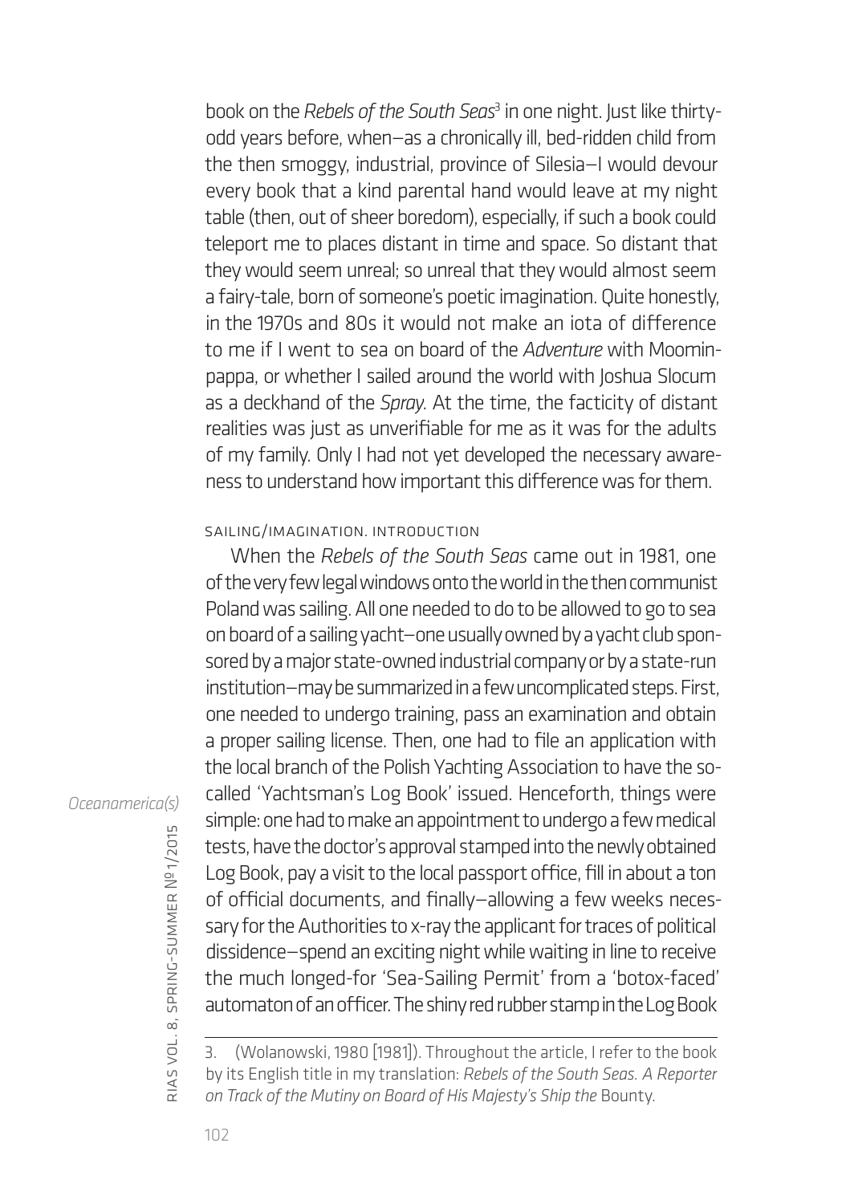book on the *Rebels of the South Seas*[3] in one night. Just like thirty-odd years before, when—as a chronically ill, bed-ridden child from the then smoggy, industrial, province of Silesia—I would devour every book that a kind parental hand would leave at my night table (then, out of sheer boredom), especially, if such a book could teleport me to places distant in time and space. So distant that they would seem unreal; so unreal that they would almost seem a fairy-tale, born of someone's poetic imagination. Quite honestly, in the 1970s and 80s it would not make an iota of difference to me if I went to sea on board of the *Adventure* with Moominpappa, or whether I sailed around the world with Joshua Slocum as a deckhand of the *Spray*. At the time, the facticity of distant realities was just as unverifiable for me as it was for the adults of my family. Only I had not yet developed the necessary awareness to understand how important this difference was for them.

## SAILING/IMAGINATION. INTRODUCTION

When the *Rebels of the South Seas* came out in 1981, one of the very few legal windows onto the world in the then communist Poland was sailing. All one needed to do to be allowed to go to sea on board of a sailing yacht—one usually owned by a yacht club sponsored by a major state-owned industrial company or by a state-run institution—may be summarized in a few uncomplicated steps. First, one needed to undergo training, pass an examination and obtain a proper sailing license. Then, one had to file an application with the local branch of the Polish Yachting Association to have the so-called 'Yachtsman's Log Book' issued. Henceforth, things were simple: one had to make an appointment to undergo a few medical tests, have the doctor's approval stamped into the newly obtained Log Book, pay a visit to the local passport office, fill in about a ton of official documents, and finally—allowing a few weeks necessary for the Authorities to x-ray the applicant for traces of political dissidence—spend an exciting night while waiting in line to receive the much longed-for 'Sea-Sailing Permit' from a 'botox-faced' automaton of an officer. The shiny red rubber stamp in the Log Book

3. (Wolanowski, 1980 [1981]). Throughout the article, I refer to the book by its English title in my translation: *Rebels of the South Seas. A Reporter on Track of the Mutiny on Board of His Majesty's Ship the* Bounty.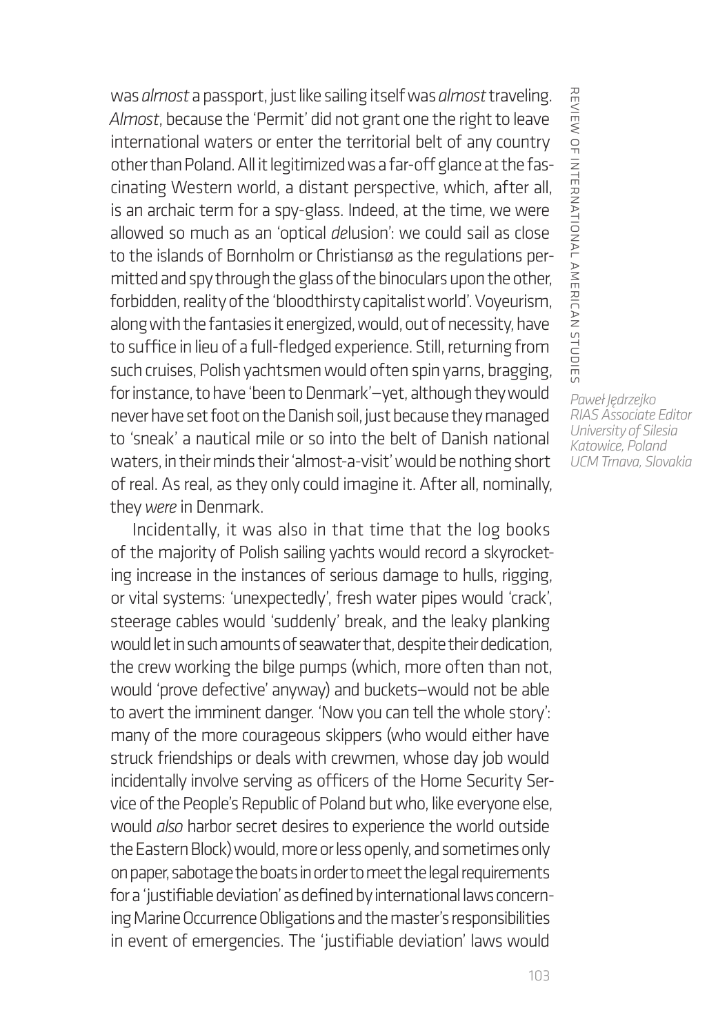was *almost* a passport, just like sailing itself was *almost* traveling. *Almost*, because the 'Permit' did not grant one the right to leave international waters or enter the territorial belt of any country other than Poland. All it legitimized was a far-off glance at the fascinating Western world, a distant perspective, which, after all, is an archaic term for a spy-glass. Indeed, at the time, we were allowed so much as an 'optical *de*lusion': we could sail as close to the islands of Bornholm or Christiansø as the regulations permitted and spy through the glass of the binoculars upon the other, forbidden, reality of the 'bloodthirsty capitalist world'. Voyeurism, along with the fantasies it energized, would, out of necessity, have to suffice in lieu of a full-fledged experience. Still, returning from such cruises, Polish yachtsmen would often spin yarns, bragging, for instance, to have 'been to Denmark'—yet, although they would never have set foot on the Danish soil, just because they managed to 'sneak' a nautical mile or so into the belt of Danish national waters, in their minds their 'almost-a-visit' would be nothing short of real. As real, as they only could imagine it. After all, nominally, they *were* in Denmark.

*Paweł Jędrzejko*
*RIAS Associate Editor*
*University of Silesia*
*Katowice, Poland*
*UCM Trnava, Slovakia*

Incidentally, it was also in that time that the log books of the majority of Polish sailing yachts would record a skyrocketing increase in the instances of serious damage to hulls, rigging, or vital systems: 'unexpectedly', fresh water pipes would 'crack', steerage cables would 'suddenly' break, and the leaky planking would let in such amounts of seawater that, despite their dedication, the crew working the bilge pumps (which, more often than not, would 'prove defective' anyway) and buckets—would not be able to avert the imminent danger. 'Now you can tell the whole story': many of the more courageous skippers (who would either have struck friendships or deals with crewmen, whose day job would incidentally involve serving as officers of the Home Security Service of the People's Republic of Poland but who, like everyone else, would *also* harbor secret desires to experience the world outside the Eastern Block) would, more or less openly, and sometimes only on paper, sabotage the boats in order to meet the legal requirements for a 'justifiable deviation' as defined by international laws concerning Marine Occurrence Obligations and the master's responsibilities in event of emergencies. The 'justifiable deviation' laws would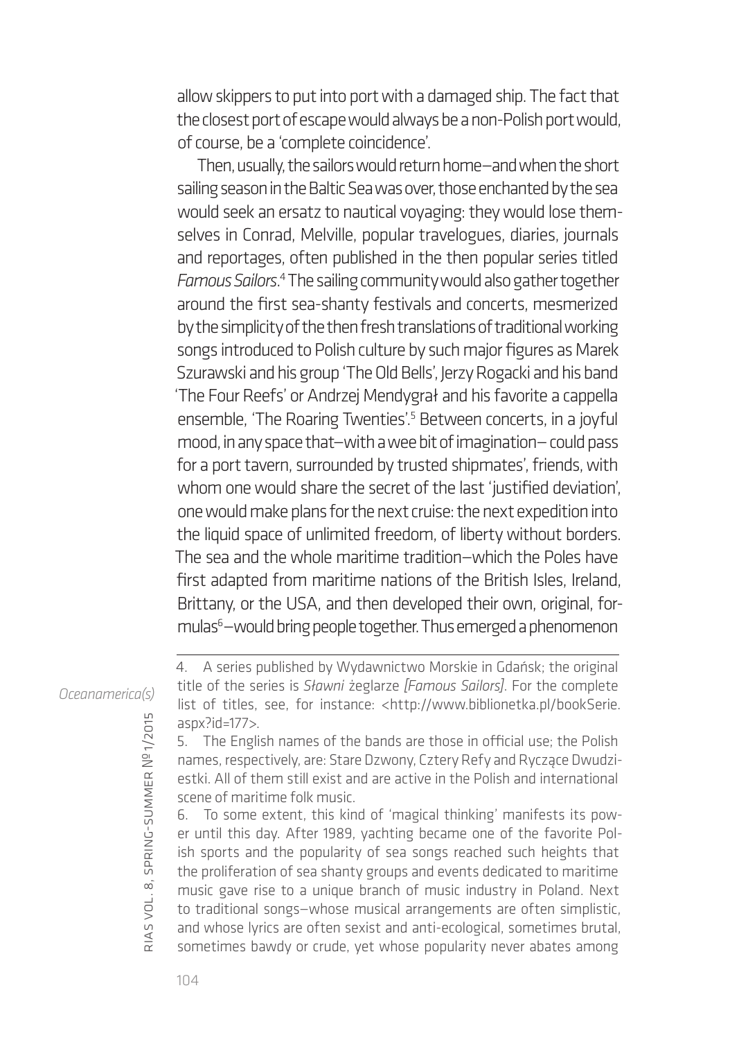allow skippers to put into port with a damaged ship. The fact that the closest port of escape would always be a non-Polish port would, of course, be a 'complete coincidence'.

Then, usually, the sailors would return home—and when the short sailing season in the Baltic Sea was over, those enchanted by the sea would seek an ersatz to nautical voyaging: they would lose themselves in Conrad, Melville, popular travelogues, diaries, journals and reportages, often published in the then popular series titled *Famous Sailors*.[4] The sailing community would also gather together around the first sea-shanty festivals and concerts, mesmerized by the simplicity of the then fresh translations of traditional working songs introduced to Polish culture by such major figures as Marek Szurawski and his group 'The Old Bells', Jerzy Rogacki and his band 'The Four Reefs' or Andrzej Mendygrał and his favorite a cappella ensemble, 'The Roaring Twenties'.[5] Between concerts, in a joyful mood, in any space that—with a wee bit of imagination— could pass for a port tavern, surrounded by trusted shipmates', friends, with whom one would share the secret of the last 'justified deviation', one would make plans for the next cruise: the next expedition into the liquid space of unlimited freedom, of liberty without borders. The sea and the whole maritime tradition—which the Poles have first adapted from maritime nations of the British Isles, Ireland, Brittany, or the USA, and then developed their own, original, formulas[6]—would bring people together. Thus emerged a phenomenon

---

4. A series published by Wydawnictwo Morskie in Gdańsk; the original title of the series is *Sławni* żeglarze *[Famous Sailors]*. For the complete list of titles, see, for instance: <http://www.biblionetka.pl/bookSerie.aspx?id=177>.

5. The English names of the bands are those in official use; the Polish names, respectively, are: Stare Dzwony, Cztery Refy and Ryczące Dwudziestki. All of them still exist and are active in the Polish and international scene of maritime folk music.

6. To some extent, this kind of 'magical thinking' manifests its power until this day. After 1989, yachting became one of the favorite Polish sports and the popularity of sea songs reached such heights that the proliferation of sea shanty groups and events dedicated to maritime music gave rise to a unique branch of music industry in Poland. Next to traditional songs—whose musical arrangements are often simplistic, and whose lyrics are often sexist and anti-ecological, sometimes brutal, sometimes bawdy or crude, yet whose popularity never abates among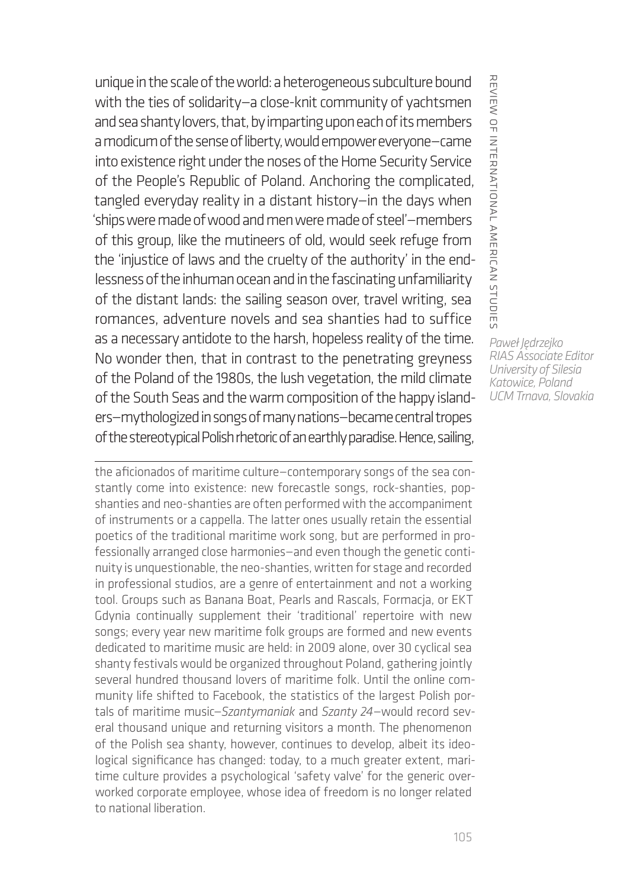unique in the scale of the world: a heterogeneous subculture bound with the ties of solidarity—a close-knit community of yachtsmen and sea shanty lovers, that, by imparting upon each of its members a modicum of the sense of liberty, would empower everyone—came into existence right under the noses of the Home Security Service of the People's Republic of Poland. Anchoring the complicated, tangled everyday reality in a distant history—in the days when 'ships were made of wood and men were made of steel'—members of this group, like the mutineers of old, would seek refuge from the 'injustice of laws and the cruelty of the authority' in the endlessness of the inhuman ocean and in the fascinating unfamiliarity of the distant lands: the sailing season over, travel writing, sea romances, adventure novels and sea shanties had to suffice as a necessary antidote to the harsh, hopeless reality of the time. No wonder then, that in contrast to the penetrating greyness of the Poland of the 1980s, the lush vegetation, the mild climate of the South Seas and the warm composition of the happy islanders—mythologized in songs of many nations—became central tropes of the stereotypical Polish rhetoric of an earthly paradise. Hence, sailing,

*Paweł Jędrzejko*
*RIAS Associate Editor*
*University of Silesia*
*Katowice, Poland*
*UCM Trnava, Slovakia*

---

the aficionados of maritime culture—contemporary songs of the sea constantly come into existence: new forecastle songs, rock-shanties, pop-shanties and neo-shanties are often performed with the accompaniment of instruments or a cappella. The latter ones usually retain the essential poetics of the traditional maritime work song, but are performed in professionally arranged close harmonies—and even though the genetic continuity is unquestionable, the neo-shanties, written for stage and recorded in professional studios, are a genre of entertainment and not a working tool. Groups such as Banana Boat, Pearls and Rascals, Formacja, or EKT Gdynia continually supplement their 'traditional' repertoire with new songs; every year new maritime folk groups are formed and new events dedicated to maritime music are held: in 2009 alone, over 30 cyclical sea shanty festivals would be organized throughout Poland, gathering jointly several hundred thousand lovers of maritime folk. Until the online community life shifted to Facebook, the statistics of the largest Polish portals of maritime music—*Szantymaniak* and *Szanty 24*—would record several thousand unique and returning visitors a month. The phenomenon of the Polish sea shanty, however, continues to develop, albeit its ideological significance has changed: today, to a much greater extent, maritime culture provides a psychological 'safety valve' for the generic overworked corporate employee, whose idea of freedom is no longer related to national liberation.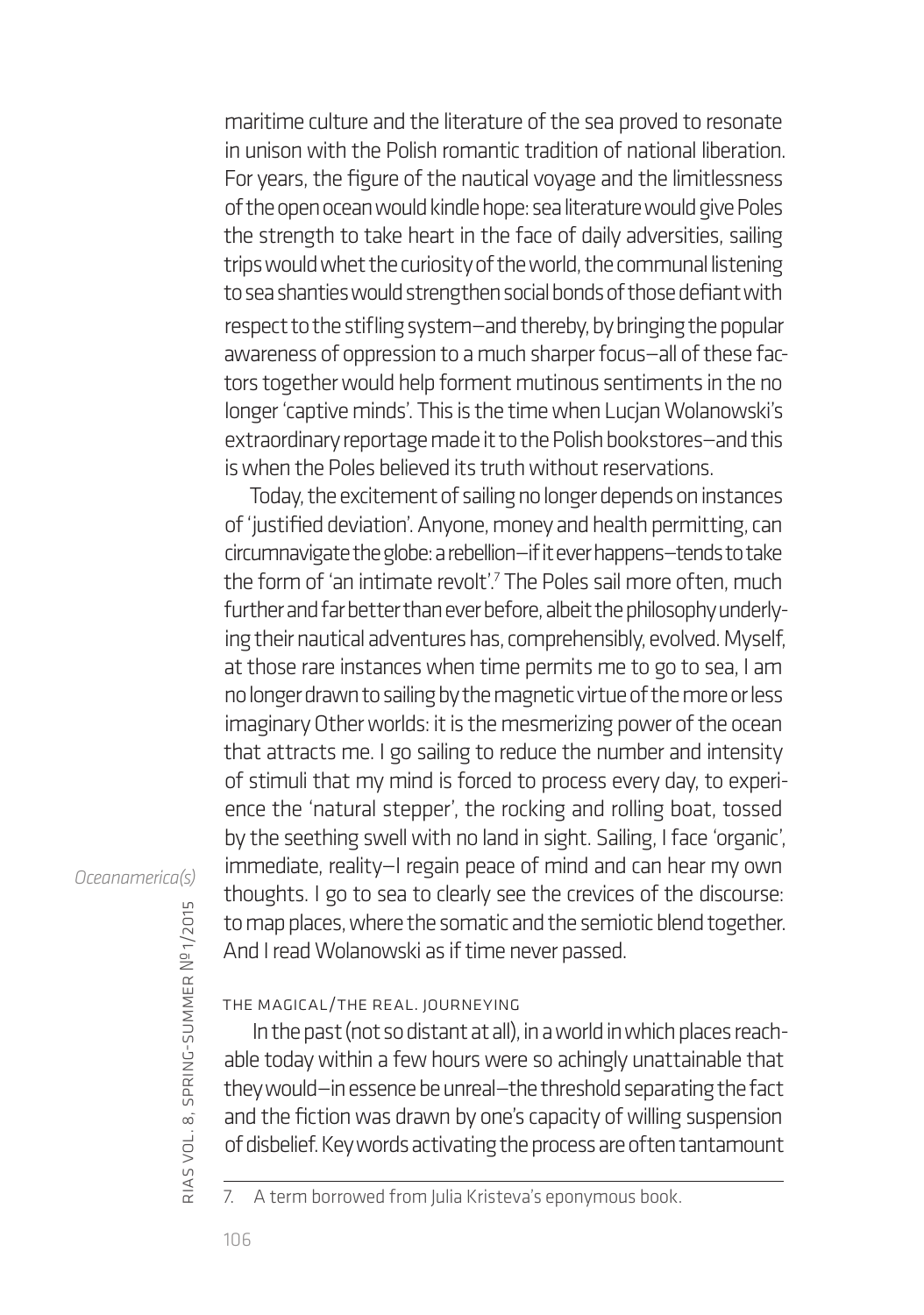maritime culture and the literature of the sea proved to resonate in unison with the Polish romantic tradition of national liberation. For years, the figure of the nautical voyage and the limitlessness of the open ocean would kindle hope: sea literature would give Poles the strength to take heart in the face of daily adversities, sailing trips would whet the curiosity of the world, the communal listening to sea shanties would strengthen social bonds of those defiant with respect to the stifling system—and thereby, by bringing the popular awareness of oppression to a much sharper focus—all of these factors together would help forment mutinous sentiments in the no longer 'captive minds'. This is the time when Lucjan Wolanowski's extraordinary reportage made it to the Polish bookstores—and this is when the Poles believed its truth without reservations.

Today, the excitement of sailing no longer depends on instances of 'justified deviation'. Anyone, money and health permitting, can circumnavigate the globe: a rebellion—if it ever happens—tends to take the form of 'an intimate revolt'.[7] The Poles sail more often, much further and far better than ever before, albeit the philosophy underlying their nautical adventures has, comprehensibly, evolved. Myself, at those rare instances when time permits me to go to sea, I am no longer drawn to sailing by the magnetic virtue of the more or less imaginary Other worlds: it is the mesmerizing power of the ocean that attracts me. I go sailing to reduce the number and intensity of stimuli that my mind is forced to process every day, to experience the 'natural stepper', the rocking and rolling boat, tossed by the seething swell with no land in sight. Sailing, I face 'organic', immediate, reality—I regain peace of mind and can hear my own thoughts. I go to sea to clearly see the crevices of the discourse: to map places, where the somatic and the semiotic blend together. And I read Wolanowski as if time never passed.

## THE MAGICAL/THE REAL. JOURNEYING

In the past (not so distant at all), in a world in which places reachable today within a few hours were so achingly unattainable that they would—in essence be unreal—the threshold separating the fact and the fiction was drawn by one's capacity of willing suspension of disbelief. Key words activating the process are often tantamount

7. A term borrowed from Julia Kristeva's eponymous book.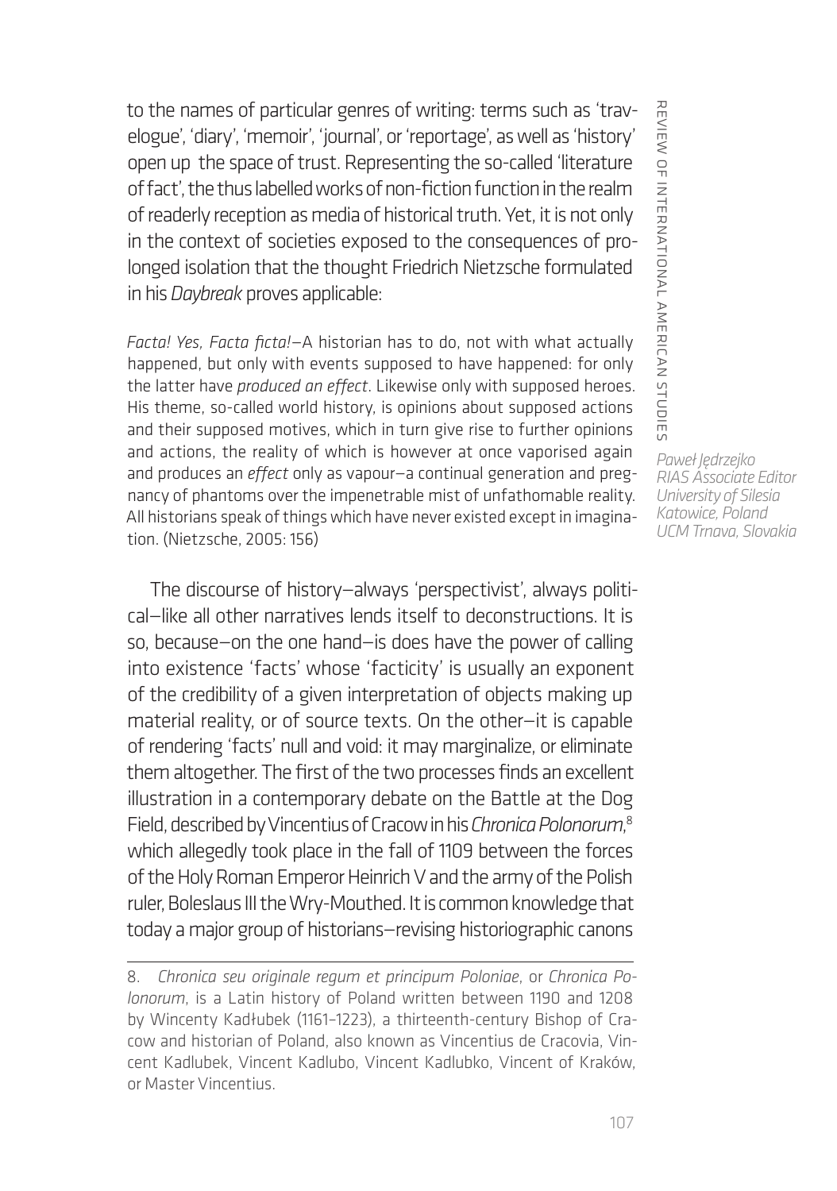to the names of particular genres of writing: terms such as 'travelogue', 'diary', 'memoir', 'journal', or 'reportage', as well as 'history' open up the space of trust. Representing the so-called 'literature of fact', the thus labelled works of non-fiction function in the realm of readerly reception as media of historical truth. Yet, it is not only in the context of societies exposed to the consequences of prolonged isolation that the thought Friedrich Nietzsche formulated in his *Daybreak* proves applicable:

> *Facta! Yes, Facta ficta!*—A historian has to do, not with what actually happened, but only with events supposed to have happened: for only the latter have *produced an effect*. Likewise only with supposed heroes. His theme, so-called world history, is opinions about supposed actions and their supposed motives, which in turn give rise to further opinions and actions, the reality of which is however at once vaporised again and produces an *effect* only as vapour—a continual generation and pregnancy of phantoms over the impenetrable mist of unfathomable reality. All historians speak of things which have never existed except in imagination. (Nietzsche, 2005: 156)

*Paweł Jędrzejko*
*RIAS Associate Editor*
*University of Silesia*
*Katowice, Poland*
*UCM Trnava, Slovakia*

The discourse of history—always 'perspectivist', always political—like all other narratives lends itself to deconstructions. It is so, because—on the one hand—is does have the power of calling into existence 'facts' whose 'facticity' is usually an exponent of the credibility of a given interpretation of objects making up material reality, or of source texts. On the other—it is capable of rendering 'facts' null and void: it may marginalize, or eliminate them altogether. The first of the two processes finds an excellent illustration in a contemporary debate on the Battle at the Dog Field, described by Vincentius of Cracow in his *Chronica Polonorum*,[8] which allegedly took place in the fall of 1109 between the forces of the Holy Roman Emperor Heinrich V and the army of the Polish ruler, Boleslaus III the Wry-Mouthed. It is common knowledge that today a major group of historians—revising historiographic canons

---

8. *Chronica seu originale regum et principum Poloniae*, or *Chronica Polonorum*, is a Latin history of Poland written between 1190 and 1208 by Wincenty Kadłubek (1161–1223), a thirteenth-century Bishop of Cracow and historian of Poland, also known as Vincentius de Cracovia, Vincent Kadlubek, Vincent Kadlubo, Vincent Kadlubko, Vincent of Kraków, or Master Vincentius.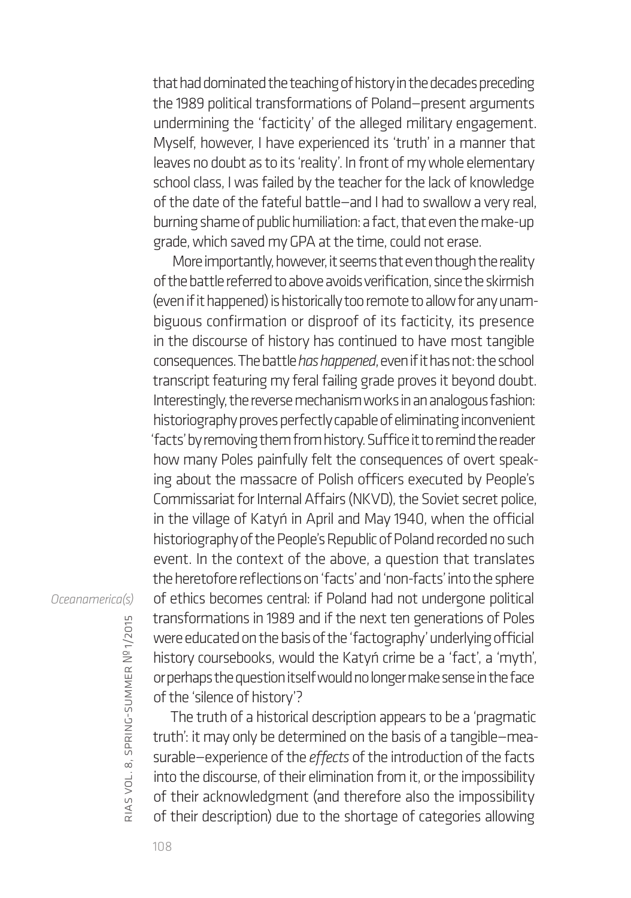that had dominated the teaching of history in the decades preceding the 1989 political transformations of Poland—present arguments undermining the 'facticity' of the alleged military engagement. Myself, however, I have experienced its 'truth' in a manner that leaves no doubt as to its 'reality'. In front of my whole elementary school class, I was failed by the teacher for the lack of knowledge of the date of the fateful battle—and I had to swallow a very real, burning shame of public humiliation: a fact, that even the make-up grade, which saved my GPA at the time, could not erase.

More importantly, however, it seems that even though the reality of the battle referred to above avoids verification, since the skirmish (even if it happened) is historically too remote to allow for any unambiguous confirmation or disproof of its facticity, its presence in the discourse of history has continued to have most tangible consequences. The battle *has happened*, even if it has not: the school transcript featuring my feral failing grade proves it beyond doubt. Interestingly, the reverse mechanism works in an analogous fashion: historiography proves perfectly capable of eliminating inconvenient 'facts' by removing them from history. Suffice it to remind the reader how many Poles painfully felt the consequences of overt speaking about the massacre of Polish officers executed by People's Commissariat for Internal Affairs (NKVD), the Soviet secret police, in the village of Katyń in April and May 1940, when the official historiography of the People's Republic of Poland recorded no such event. In the context of the above, a question that translates the heretofore reflections on 'facts' and 'non-facts' into the sphere of ethics becomes central: if Poland had not undergone political transformations in 1989 and if the next ten generations of Poles were educated on the basis of the 'factography' underlying official history coursebooks, would the Katyń crime be a 'fact', a 'myth', or perhaps the question itself would no longer make sense in the face of the 'silence of history'?

The truth of a historical description appears to be a 'pragmatic truth': it may only be determined on the basis of a tangible—measurable—experience of the *effects* of the introduction of the facts into the discourse, of their elimination from it, or the impossibility of their acknowledgment (and therefore also the impossibility of their description) due to the shortage of categories allowing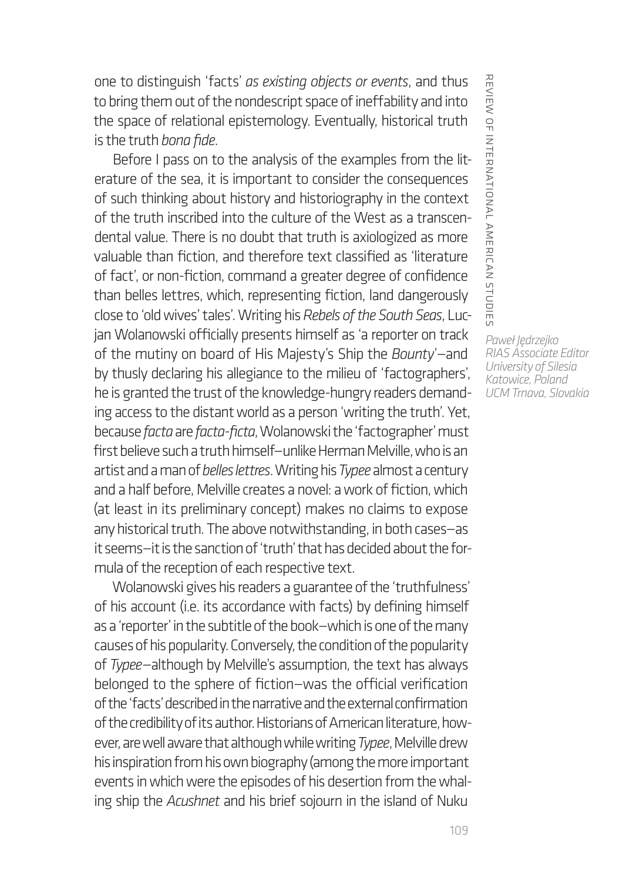one to distinguish 'facts' *as existing objects or events*, and thus to bring them out of the nondescript space of ineffability and into the space of relational epistemology. Eventually, historical truth is the truth *bona fide*.

Before I pass on to the analysis of the examples from the literature of the sea, it is important to consider the consequences of such thinking about history and historiography in the context of the truth inscribed into the culture of the West as a transcendental value. There is no doubt that truth is axiologized as more valuable than fiction, and therefore text classified as 'literature of fact', or non-fiction, command a greater degree of confidence than belles lettres, which, representing fiction, land dangerously close to 'old wives' tales'. Writing his *Rebels of the South Seas*, Lucjan Wolanowski officially presents himself as 'a reporter on track of the mutiny on board of His Majesty's Ship the *Bounty*'—and by thusly declaring his allegiance to the milieu of 'factographers', he is granted the trust of the knowledge-hungry readers demanding access to the distant world as a person 'writing the truth'. Yet, because *facta* are *facta-ficta*, Wolanowski the 'factographer' must first believe such a truth himself—unlike Herman Melville, who is an artist and a man of *belles lettres*. Writing his *Typee* almost a century and a half before, Melville creates a novel: a work of fiction, which (at least in its preliminary concept) makes no claims to expose any historical truth. The above notwithstanding, in both cases—as it seems—it is the sanction of 'truth' that has decided about the formula of the reception of each respective text.

Wolanowski gives his readers a guarantee of the 'truthfulness' of his account (i.e. its accordance with facts) by defining himself as a 'reporter' in the subtitle of the book—which is one of the many causes of his popularity. Conversely, the condition of the popularity of *Typee*—although by Melville's assumption, the text has always belonged to the sphere of fiction—was the official verification of the 'facts' described in the narrative and the external confirmation of the credibility of its author. Historians of American literature, however, are well aware that although while writing *Typee*, Melville drew his inspiration from his own biography (among the more important events in which were the episodes of his desertion from the whaling ship the *Acushnet* and his brief sojourn in the island of Nuku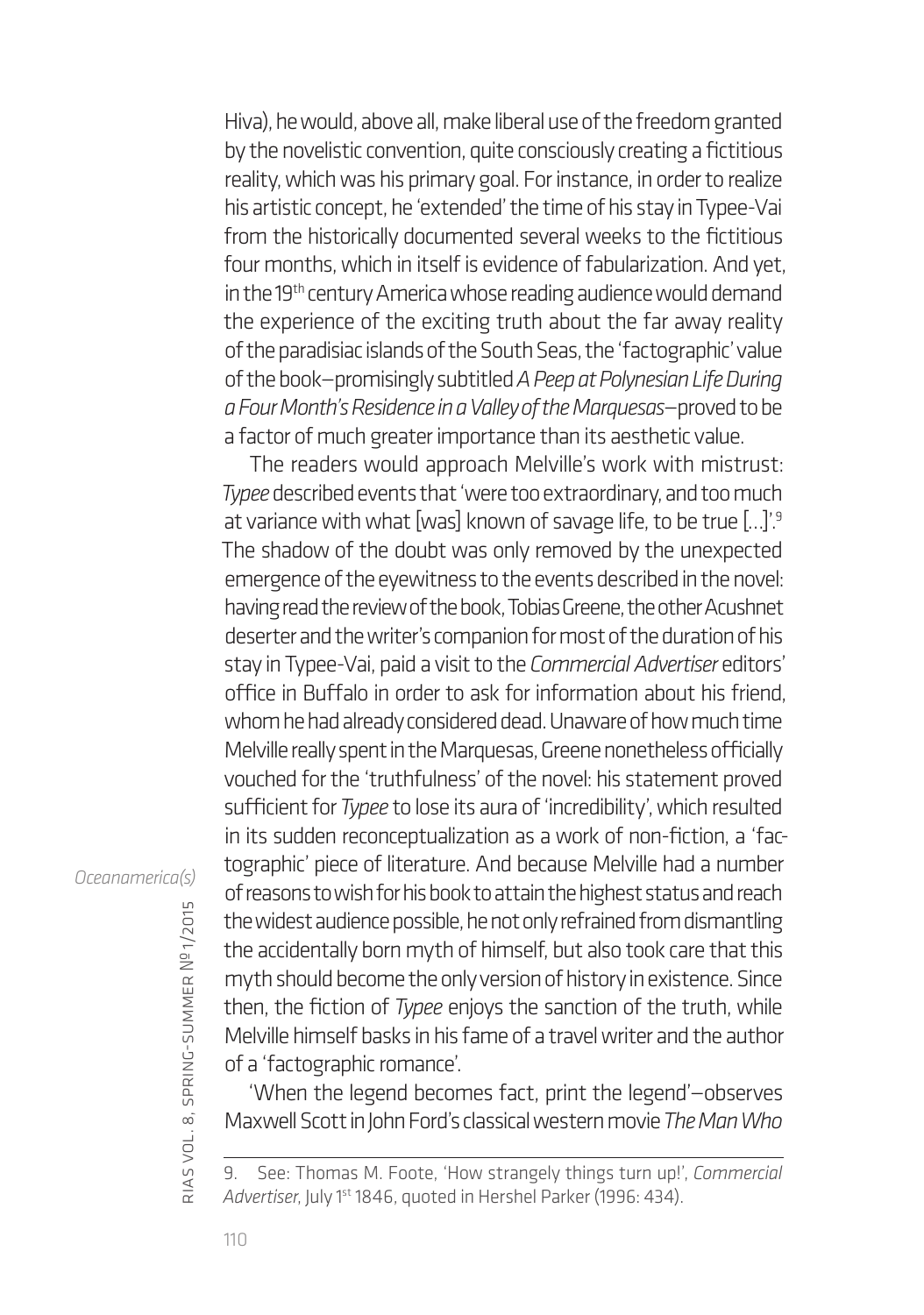Hiva), he would, above all, make liberal use of the freedom granted by the novelistic convention, quite consciously creating a fictitious reality, which was his primary goal. For instance, in order to realize his artistic concept, he 'extended' the time of his stay in Typee-Vai from the historically documented several weeks to the fictitious four months, which in itself is evidence of fabularization. And yet, in the 19th century America whose reading audience would demand the experience of the exciting truth about the far away reality of the paradisiac islands of the South Seas, the 'factographic' value of the book—promisingly subtitled *A Peep at Polynesian Life During a Four Month's Residence in a Valley of the Marquesas*—proved to be a factor of much greater importance than its aesthetic value.

The readers would approach Melville's work with mistrust: *Typee* described events that 'were too extraordinary, and too much at variance with what [was] known of savage life, to be true [...]'.[9] The shadow of the doubt was only removed by the unexpected emergence of the eyewitness to the events described in the novel: having read the review of the book, Tobias Greene, the other Acushnet deserter and the writer's companion for most of the duration of his stay in Typee-Vai, paid a visit to the *Commercial Advertiser* editors' office in Buffalo in order to ask for information about his friend, whom he had already considered dead. Unaware of how much time Melville really spent in the Marquesas, Greene nonetheless officially vouched for the 'truthfulness' of the novel: his statement proved sufficient for *Typee* to lose its aura of 'incredibility', which resulted in its sudden reconceptualization as a work of non-fiction, a 'factographic' piece of literature. And because Melville had a number of reasons to wish for his book to attain the highest status and reach the widest audience possible, he not only refrained from dismantling the accidentally born myth of himself, but also took care that this myth should become the only version of history in existence. Since then, the fiction of *Typee* enjoys the sanction of the truth, while Melville himself basks in his fame of a travel writer and the author of a 'factographic romance'.

'When the legend becomes fact, print the legend'—observes Maxwell Scott in John Ford's classical western movie *The Man Who*

---

9. See: Thomas M. Foote, 'How strangely things turn up!', *Commercial Advertiser*, July 1st 1846, quoted in Hershel Parker (1996: 434).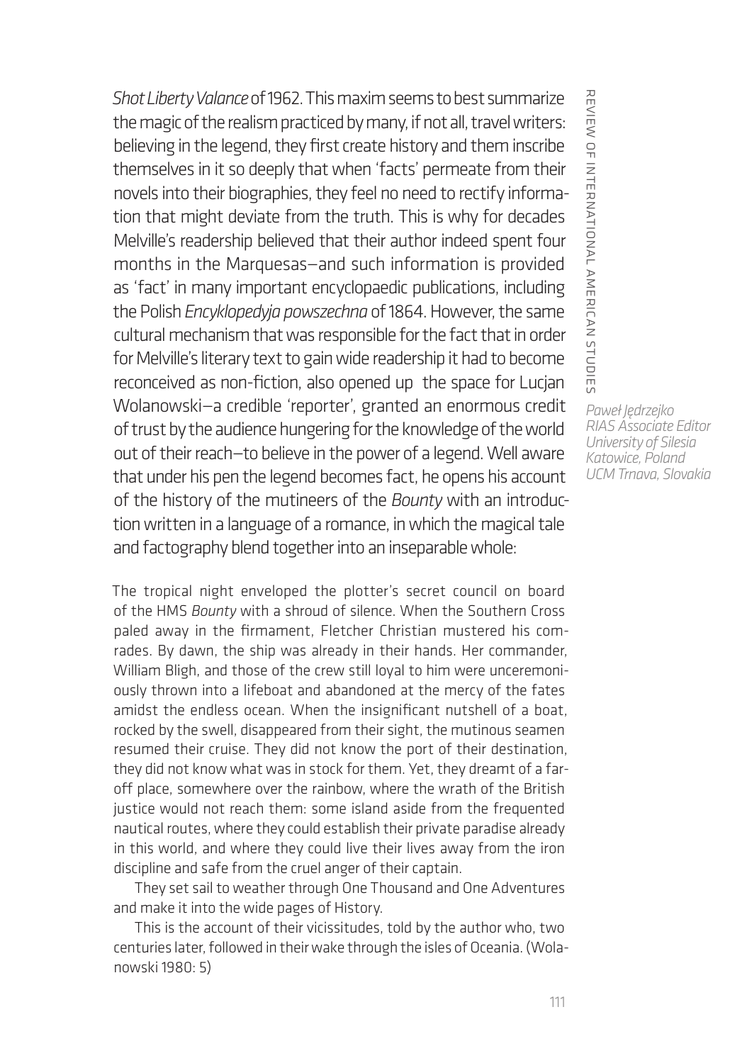*Shot Liberty Valance* of 1962. This maxim seems to best summarize the magic of the realism practiced by many, if not all, travel writers: believing in the legend, they first create history and them inscribe themselves in it so deeply that when 'facts' permeate from their novels into their biographies, they feel no need to rectify information that might deviate from the truth. This is why for decades Melville's readership believed that their author indeed spent four months in the Marquesas—and such information is provided as 'fact' in many important encyclopaedic publications, including the Polish *Encyklopedyja powszechna* of 1864. However, the same cultural mechanism that was responsible for the fact that in order for Melville's literary text to gain wide readership it had to become reconceived as non-fiction, also opened up the space for Lucjan Wolanowski—a credible 'reporter', granted an enormous credit of trust by the audience hungering for the knowledge of the world out of their reach—to believe in the power of a legend. Well aware that under his pen the legend becomes fact, he opens his account of the history of the mutineers of the *Bounty* with an introduction written in a language of a romance, in which the magical tale and factography blend together into an inseparable whole:

> The tropical night enveloped the plotter's secret council on board of the HMS *Bounty* with a shroud of silence. When the Southern Cross paled away in the firmament, Fletcher Christian mustered his comrades. By dawn, the ship was already in their hands. Her commander, William Bligh, and those of the crew still loyal to him were unceremoniously thrown into a lifeboat and abandoned at the mercy of the fates amidst the endless ocean. When the insignificant nutshell of a boat, rocked by the swell, disappeared from their sight, the mutinous seamen resumed their cruise. They did not know the port of their destination, they did not know what was in stock for them. Yet, they dreamt of a far-off place, somewhere over the rainbow, where the wrath of the British justice would not reach them: some island aside from the frequented nautical routes, where they could establish their private paradise already in this world, and where they could live their lives away from the iron discipline and safe from the cruel anger of their captain.
>
> They set sail to weather through One Thousand and One Adventures and make it into the wide pages of History.
>
> This is the account of their vicissitudes, told by the author who, two centuries later, followed in their wake through the isles of Oceania. (Wolanowski 1980: 5)

*Paweł Jędrzejko*
*RIAS Associate Editor*
*University of Silesia*
*Katowice, Poland*
*UCM Trnava, Slovakia*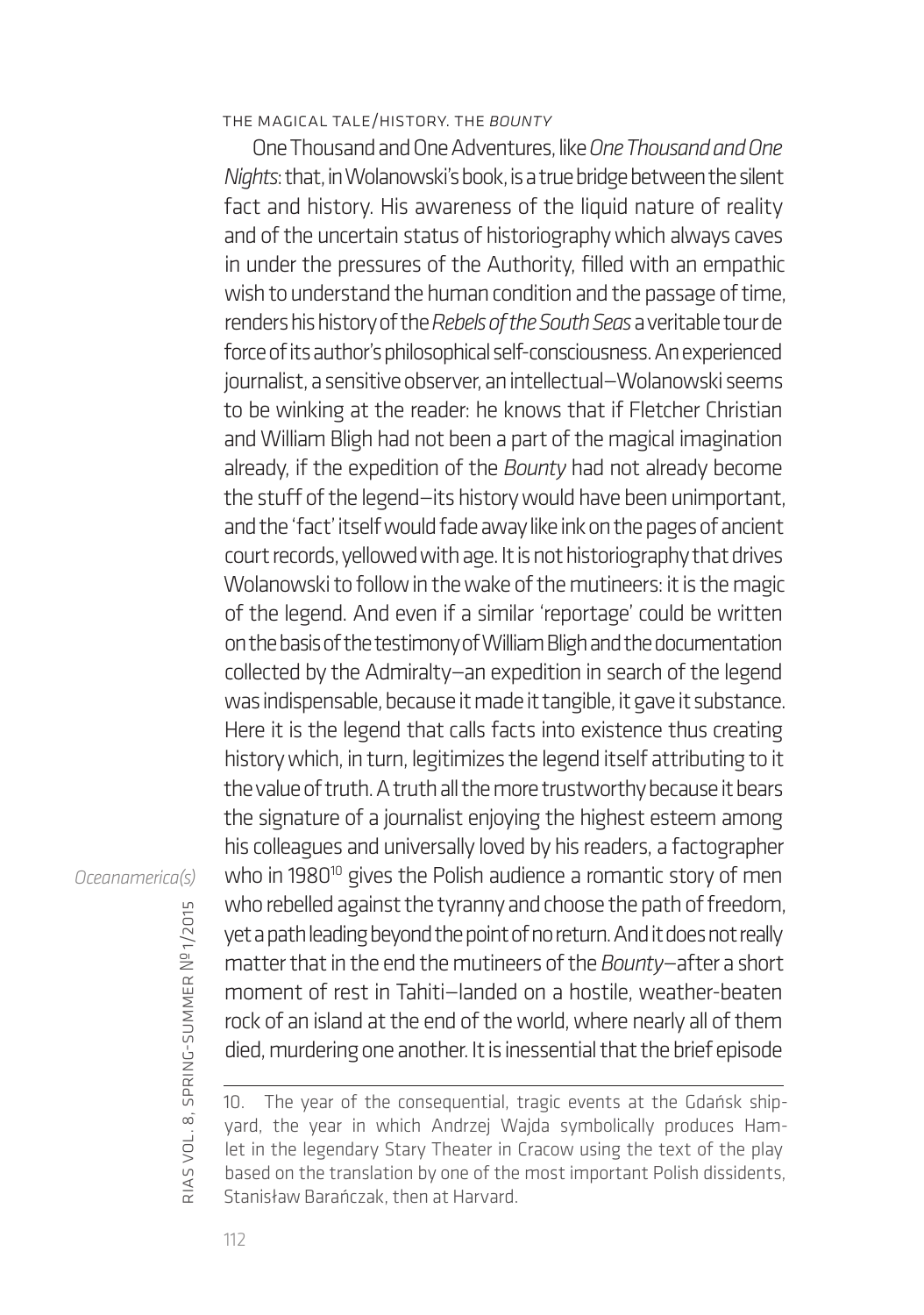THE MAGICAL TALE/HISTORY. THE *BOUNTY*

One Thousand and One Adventures, like *One Thousand and One Nights*: that, in Wolanowski's book, is a true bridge between the silent fact and history. His awareness of the liquid nature of reality and of the uncertain status of historiography which always caves in under the pressures of the Authority, filled with an empathic wish to understand the human condition and the passage of time, renders his history of the *Rebels of the South Seas* a veritable tour de force of its author's philosophical self-consciousness. An experienced journalist, a sensitive observer, an intellectual—Wolanowski seems to be winking at the reader: he knows that if Fletcher Christian and William Bligh had not been a part of the magical imagination already, if the expedition of the *Bounty* had not already become the stuff of the legend—its history would have been unimportant, and the 'fact' itself would fade away like ink on the pages of ancient court records, yellowed with age. It is not historiography that drives Wolanowski to follow in the wake of the mutineers: it is the magic of the legend. And even if a similar 'reportage' could be written on the basis of the testimony of William Bligh and the documentation collected by the Admiralty—an expedition in search of the legend was indispensable, because it made it tangible, it gave it substance. Here it is the legend that calls facts into existence thus creating history which, in turn, legitimizes the legend itself attributing to it the value of truth. A truth all the more trustworthy because it bears the signature of a journalist enjoying the highest esteem among his colleagues and universally loved by his readers, a factographer who in 1980[10] gives the Polish audience a romantic story of men who rebelled against the tyranny and choose the path of freedom, yet a path leading beyond the point of no return. And it does not really matter that in the end the mutineers of the *Bounty*—after a short moment of rest in Tahiti—landed on a hostile, weather-beaten rock of an island at the end of the world, where nearly all of them died, murdering one another. It is inessential that the brief episode

10. The year of the consequential, tragic events at the Gdańsk shipyard, the year in which Andrzej Wajda symbolically produces Hamlet in the legendary Stary Theater in Cracow using the text of the play based on the translation by one of the most important Polish dissidents, Stanisław Barańczak, then at Harvard.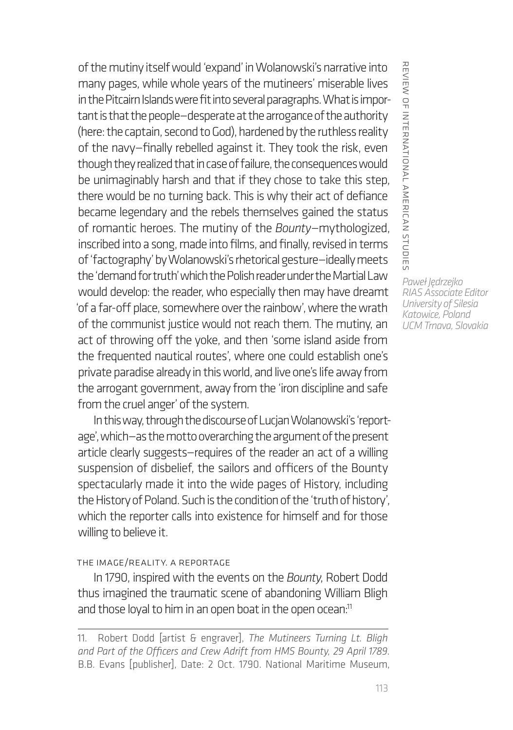of the mutiny itself would 'expand' in Wolanowski's narrative into many pages, while whole years of the mutineers' miserable lives in the Pitcairn Islands were fit into several paragraphs. What is important is that the people—desperate at the arrogance of the authority (here: the captain, second to God), hardened by the ruthless reality of the navy—finally rebelled against it. They took the risk, even though they realized that in case of failure, the consequences would be unimaginably harsh and that if they chose to take this step, there would be no turning back. This is why their act of defiance became legendary and the rebels themselves gained the status of romantic heroes. The mutiny of the *Bounty*—mythologized, inscribed into a song, made into films, and finally, revised in terms of 'factography' by Wolanowski's rhetorical gesture—ideally meets the 'demand for truth' which the Polish reader under the Martial Law would develop: the reader, who especially then may have dreamt 'of a far-off place, somewhere over the rainbow', where the wrath of the communist justice would not reach them. The mutiny, an act of throwing off the yoke, and then 'some island aside from the frequented nautical routes', where one could establish one's private paradise already in this world, and live one's life away from the arrogant government, away from the 'iron discipline and safe from the cruel anger' of the system.

In this way, through the discourse of Lucjan Wolanowski's 'reportage', which—as the motto overarching the argument of the present article clearly suggests—requires of the reader an act of a willing suspension of disbelief, the sailors and officers of the Bounty spectacularly made it into the wide pages of History, including the History of Poland. Such is the condition of the 'truth of history', which the reporter calls into existence for himself and for those willing to believe it.

*Paweł Jędrzejko*
*RIAS Associate Editor*
*University of Silesia*
*Katowice, Poland*
*UCM Trnava, Slovakia*

### THE IMAGE/REALITY. A REPORTAGE

In 1790, inspired with the events on the *Bounty*, Robert Dodd thus imagined the traumatic scene of abandoning William Bligh and those loyal to him in an open boat in the open ocean:[11]

---

11. Robert Dodd [artist & engraver], *The Mutineers Turning Lt. Bligh and Part of the Officers and Crew Adrift from HMS Bounty, 29 April 1789*. B.B. Evans [publisher], Date: 2 Oct. 1790. National Maritime Museum,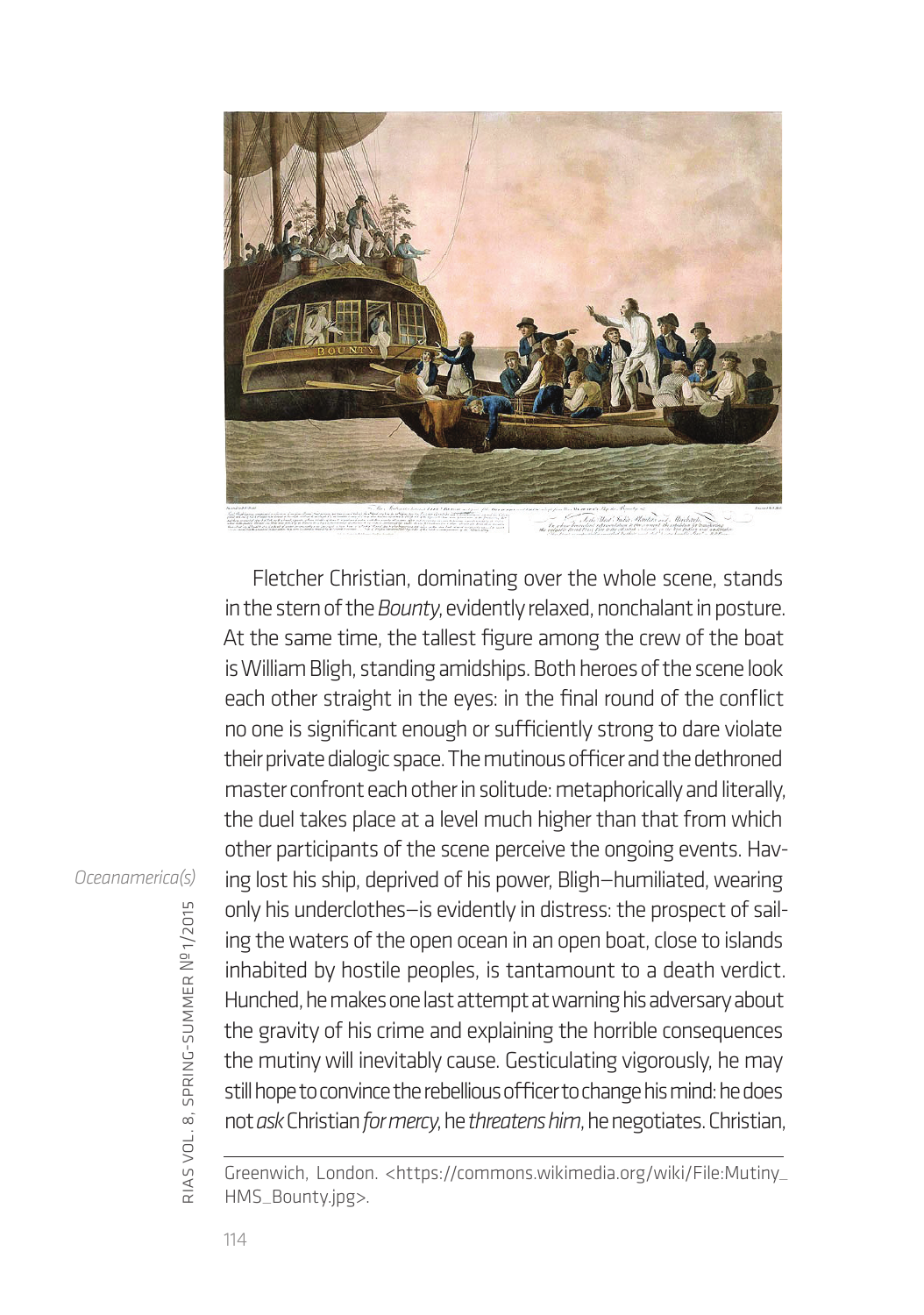Fletcher Christian, dominating over the whole scene, stands in the stern of the *Bounty*, evidently relaxed, nonchalant in posture. At the same time, the tallest figure among the crew of the boat is William Bligh, standing amidships. Both heroes of the scene look each other straight in the eyes: in the final round of the conflict no one is significant enough or sufficiently strong to dare violate their private dialogic space. The mutinous officer and the dethroned master confront each other in solitude: metaphorically and literally, the duel takes place at a level much higher than that from which other participants of the scene perceive the ongoing events. Having lost his ship, deprived of his power, Bligh—humiliated, wearing only his underclothes—is evidently in distress: the prospect of sailing the waters of the open ocean in an open boat, close to islands inhabited by hostile peoples, is tantamount to a death verdict. Hunched, he makes one last attempt at warning his adversary about the gravity of his crime and explaining the horrible consequences the mutiny will inevitably cause. Gesticulating vigorously, he may still hope to convince the rebellious officer to change his mind: he does not *ask* Christian *for mercy*, he *threatens him*, he negotiates. Christian,

Greenwich, London. <https://commons.wikimedia.org/wiki/File:Mutiny_HMS_Bounty.jpg>.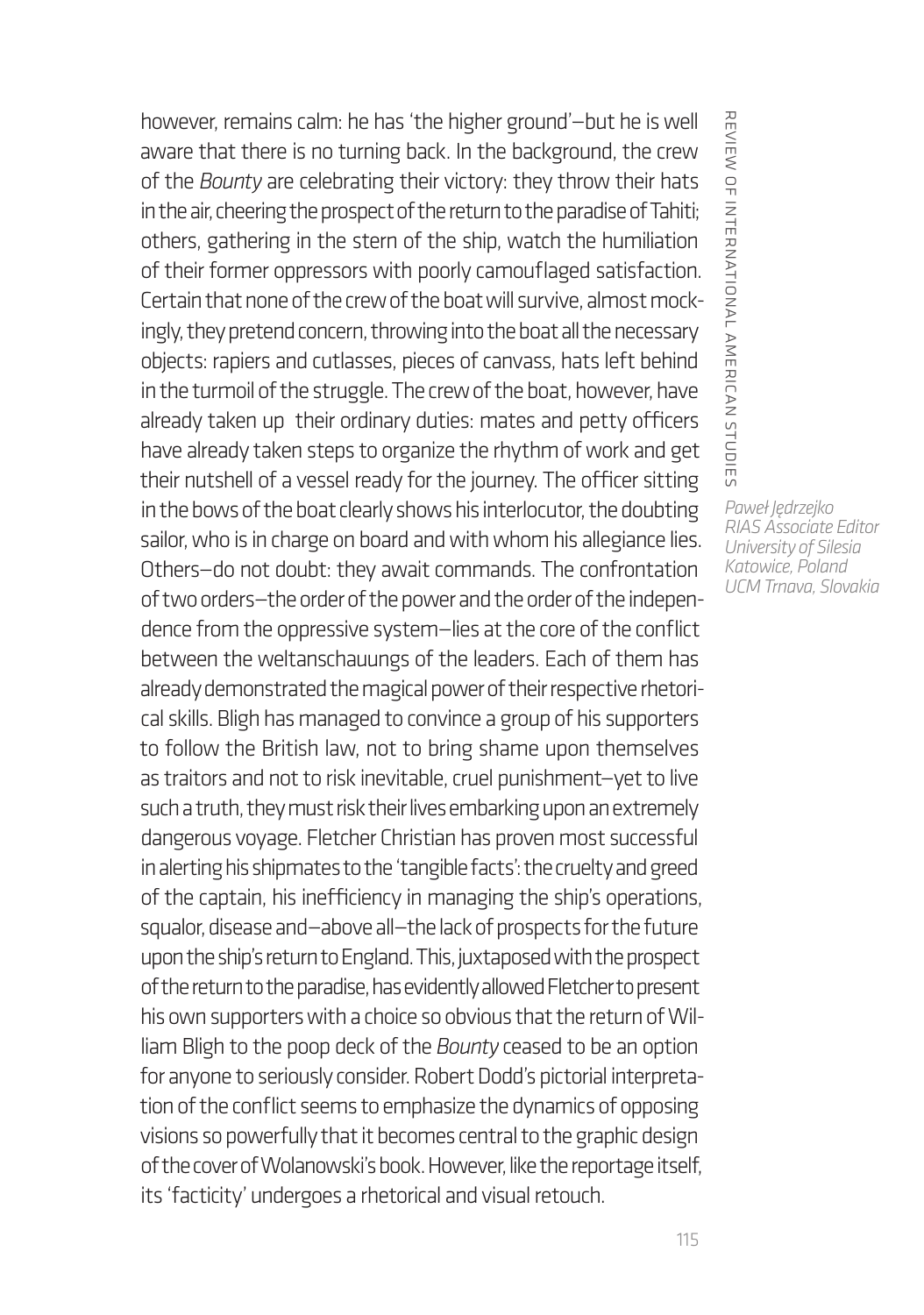however, remains calm: he has 'the higher ground'—but he is well aware that there is no turning back. In the background, the crew of the *Bounty* are celebrating their victory: they throw their hats in the air, cheering the prospect of the return to the paradise of Tahiti; others, gathering in the stern of the ship, watch the humiliation of their former oppressors with poorly camouflaged satisfaction. Certain that none of the crew of the boat will survive, almost mockingly, they pretend concern, throwing into the boat all the necessary objects: rapiers and cutlasses, pieces of canvass, hats left behind in the turmoil of the struggle. The crew of the boat, however, have already taken up their ordinary duties: mates and petty officers have already taken steps to organize the rhythm of work and get their nutshell of a vessel ready for the journey. The officer sitting in the bows of the boat clearly shows his interlocutor, the doubting sailor, who is in charge on board and with whom his allegiance lies. Others—do not doubt: they await commands. The confrontation of two orders—the order of the power and the order of the independence from the oppressive system—lies at the core of the conflict between the weltanschauungs of the leaders. Each of them has already demonstrated the magical power of their respective rhetorical skills. Bligh has managed to convince a group of his supporters to follow the British law, not to bring shame upon themselves as traitors and not to risk inevitable, cruel punishment—yet to live such a truth, they must risk their lives embarking upon an extremely dangerous voyage. Fletcher Christian has proven most successful in alerting his shipmates to the 'tangible facts': the cruelty and greed of the captain, his inefficiency in managing the ship's operations, squalor, disease and—above all—the lack of prospects for the future upon the ship's return to England. This, juxtaposed with the prospect of the return to the paradise, has evidently allowed Fletcher to present his own supporters with a choice so obvious that the return of William Bligh to the poop deck of the *Bounty* ceased to be an option for anyone to seriously consider. Robert Dodd's pictorial interpretation of the conflict seems to emphasize the dynamics of opposing visions so powerfully that it becomes central to the graphic design of the cover of Wolanowski's book. However, like the reportage itself, its 'facticity' undergoes a rhetorical and visual retouch.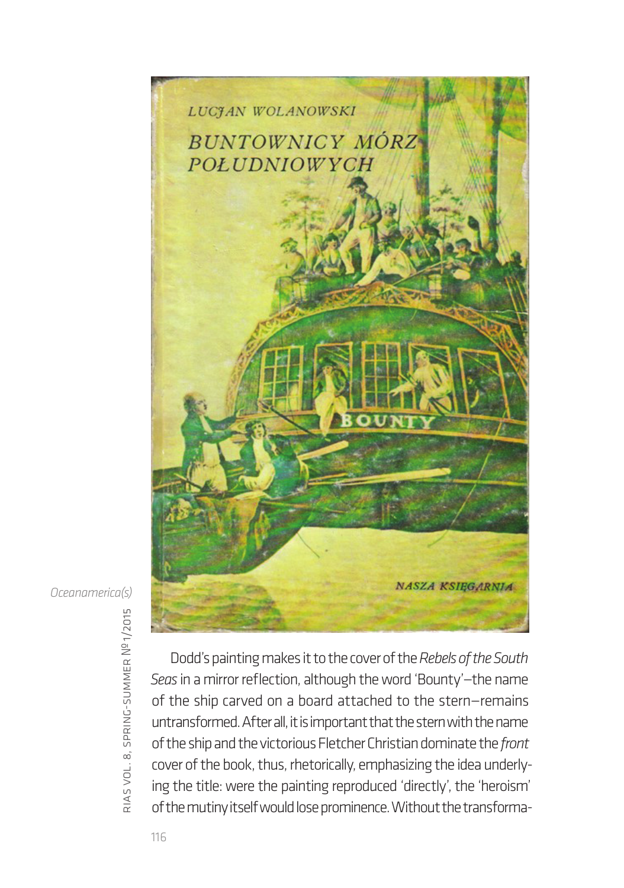Dodd's painting makes it to the cover of the *Rebels of the South Seas* in a mirror reflection, although the word 'Bounty'—the name of the ship carved on a board attached to the stern—remains untransformed. After all, it is important that the stern with the name of the ship and the victorious Fletcher Christian dominate the *front* cover of the book, thus, rhetorically, emphasizing the idea underlying the title: were the painting reproduced 'directly', the 'heroism' of the mutiny itself would lose prominence. Without the transforma-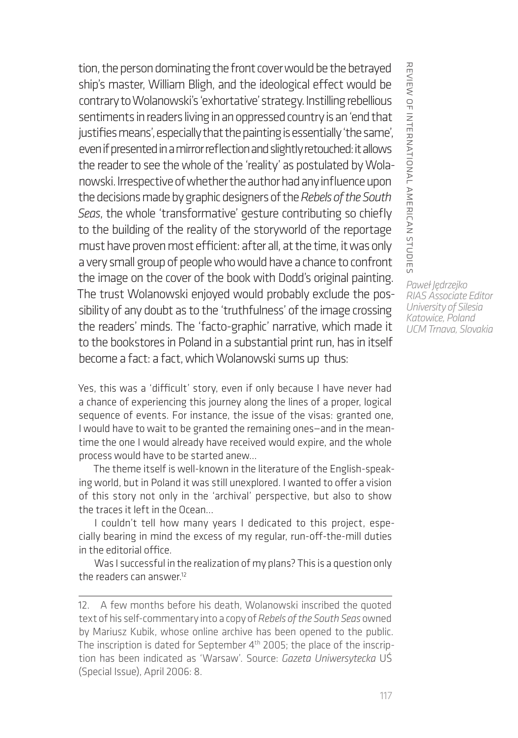tion, the person dominating the front cover would be the betrayed ship's master, William Bligh, and the ideological effect would be contrary to Wolanowski's 'exhortative' strategy. Instilling rebellious sentiments in readers living in an oppressed country is an 'end that justifies means', especially that the painting is essentially 'the same', even if presented in a mirror reflection and slightly retouched: it allows the reader to see the whole of the 'reality' as postulated by Wolanowski. Irrespective of whether the author had any influence upon the decisions made by graphic designers of the *Rebels of the South Seas*, the whole 'transformative' gesture contributing so chiefly to the building of the reality of the storyworld of the reportage must have proven most efficient: after all, at the time, it was only a very small group of people who would have a chance to confront the image on the cover of the book with Dodd's original painting. The trust Wolanowski enjoyed would probably exclude the possibility of any doubt as to the 'truthfulness' of the image crossing the readers' minds. The 'facto-graphic' narrative, which made it to the bookstores in Poland in a substantial print run, has in itself become a fact: a fact, which Wolanowski sums up thus:

*Paweł Jędrzejko*
*RIAS Associate Editor*
*University of Silesia*
*Katowice, Poland*
*UCM Trnava, Slovakia*

> Yes, this was a 'difficult' story, even if only because I have never had a chance of experiencing this journey along the lines of a proper, logical sequence of events. For instance, the issue of the visas: granted one, I would have to wait to be granted the remaining ones—and in the meantime the one I would already have received would expire, and the whole process would have to be started anew...
>
> The theme itself is well-known in the literature of the English-speaking world, but in Poland it was still unexplored. I wanted to offer a vision of this story not only in the 'archival' perspective, but also to show the traces it left in the Ocean...
>
> I couldn't tell how many years I dedicated to this project, especially bearing in mind the excess of my regular, run-off-the-mill duties in the editorial office.
>
> Was I successful in the realization of my plans? This is a question only the readers can answer.[12]

---

12. A few months before his death, Wolanowski inscribed the quoted text of his self-commentary into a copy of *Rebels of the South Seas* owned by Mariusz Kubik, whose online archive has been opened to the public. The inscription is dated for September 4th 2005; the place of the inscription has been indicated as 'Warsaw'. Source: *Gazeta Uniwersytecka* UŚ (Special Issue), April 2006: 8.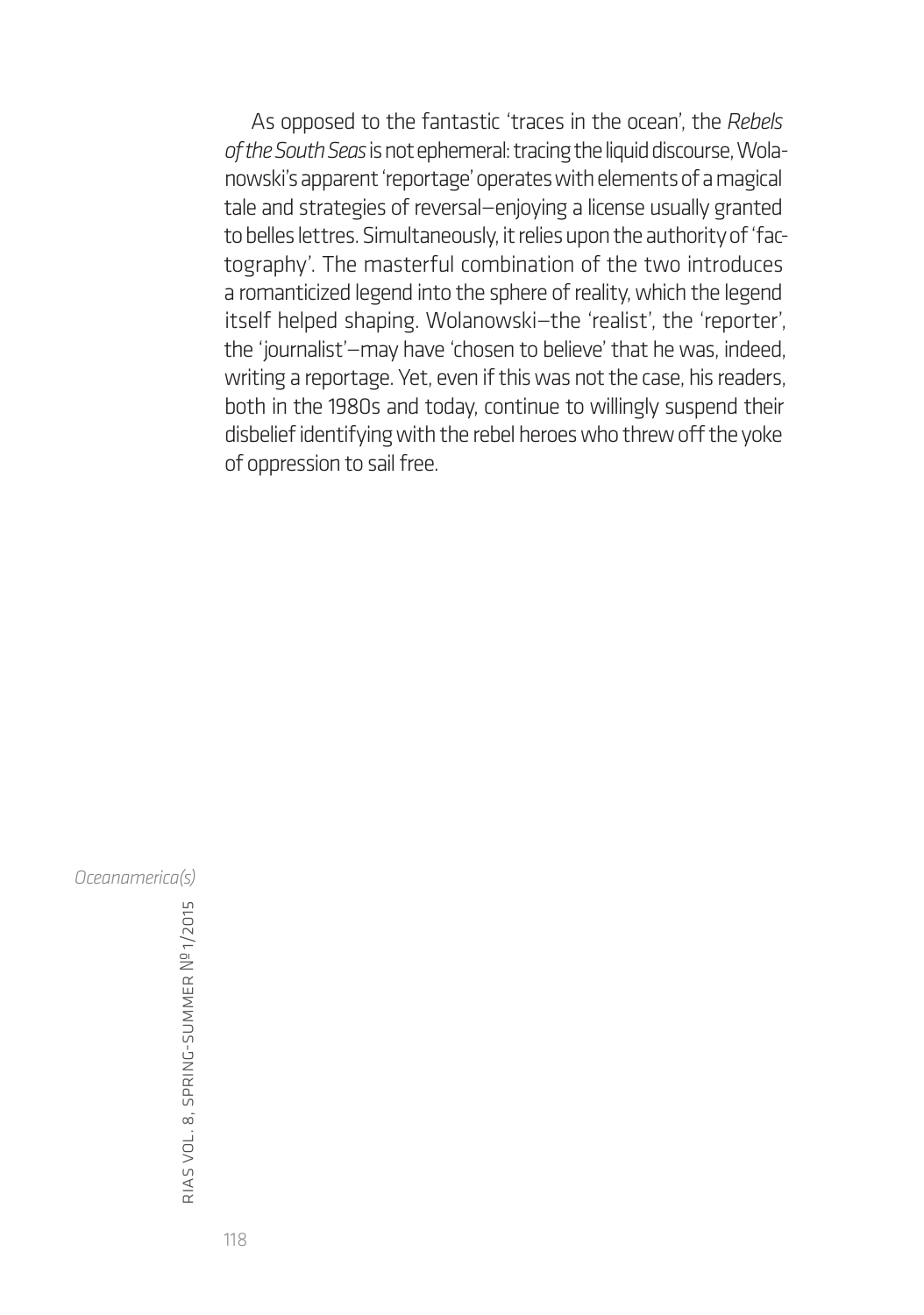As opposed to the fantastic 'traces in the ocean', the *Rebels of the South Seas* is not ephemeral: tracing the liquid discourse, Wolanowski's apparent 'reportage' operates with elements of a magical tale and strategies of reversal—enjoying a license usually granted to belles lettres. Simultaneously, it relies upon the authority of 'factography'. The masterful combination of the two introduces a romanticized legend into the sphere of reality, which the legend itself helped shaping. Wolanowski—the 'realist', the 'reporter', the 'journalist'—may have 'chosen to believe' that he was, indeed, writing a reportage. Yet, even if this was not the case, his readers, both in the 1980s and today, continue to willingly suspend their disbelief identifying with the rebel heroes who threw off the yoke of oppression to sail free.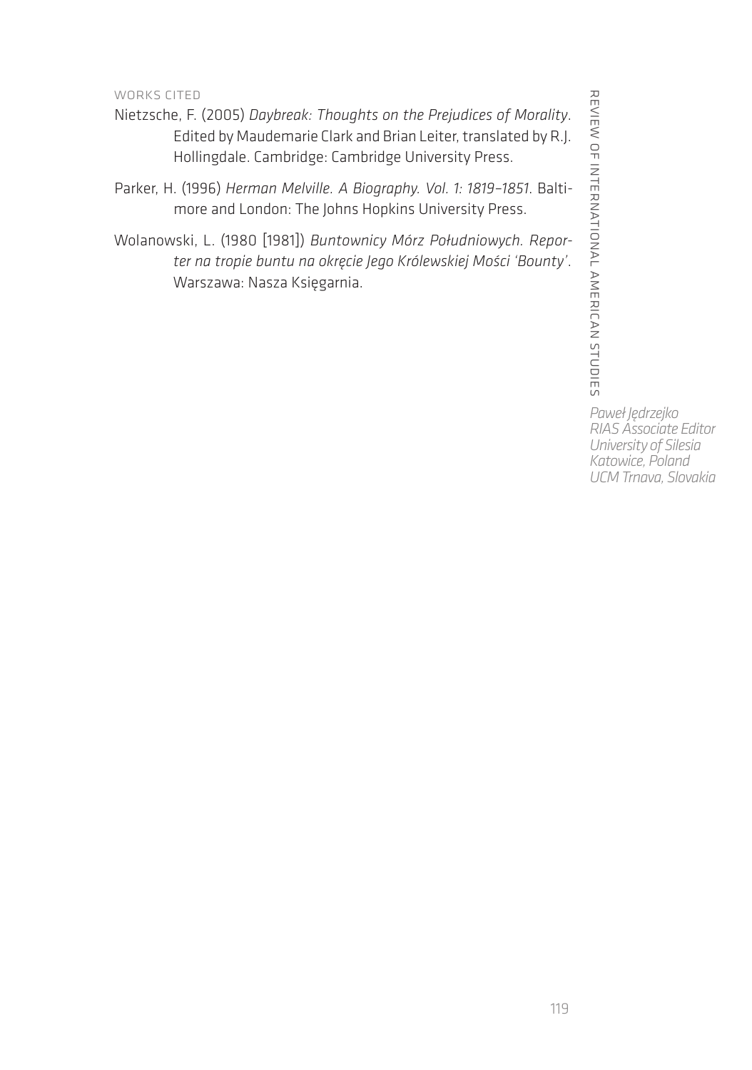WORKS CITED

Nietzsche, F. (2005) *Daybreak: Thoughts on the Prejudices of Morality*. Edited by Maudemarie Clark and Brian Leiter, translated by R.J. Hollingdale. Cambridge: Cambridge University Press.

Parker, H. (1996) *Herman Melville. A Biography. Vol. 1: 1819–1851*. Baltimore and London: The Johns Hopkins University Press.

Wolanowski, L. (1980 [1981]) *Buntownicy Mórz Południowych. Reporter na tropie buntu na okręcie Jego Królewskiej Mości 'Bounty'*. Warszawa: Nasza Księgarnia.

*Paweł Jędrzejko*
*RIAS Associate Editor*
*University of Silesia*
*Katowice, Poland*
*UCM Trnava, Slovakia*